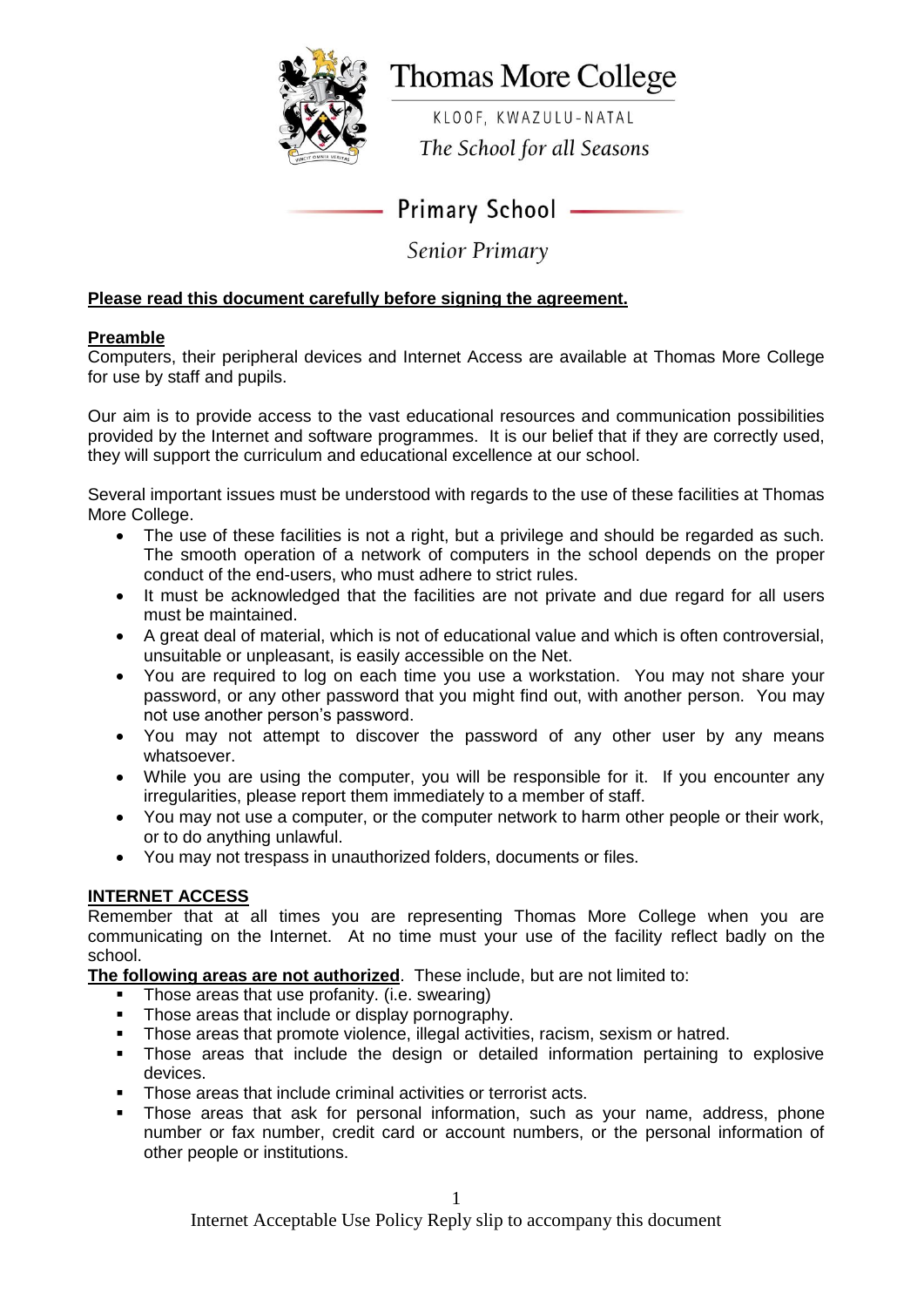# Thomas More College

KLOOF, KWAZULU-NATAL

*The School for all Seasons*

## Primary School

*Senior Primary*

**Please read this document carefully before signing the agreement.**

**Preamble**

Computers, their peripheral devices and Internet Access are available at Thomas More College for use by staff and pupils.

Our aim is to provide access to the vast educational resources and communication possibilities provided by the Internet and software programmes. It is our belief that if they are correctly used, they will support the curriculum and educational excellence at our school.

Several important issues must be understood with regards to the use of these facilities at Thomas More College.

- The use of these facilities is not a right, but a privilege and should be regarded as such. The smooth operation of a network of computers in the school depends on the proper conduct of the end-users, who must adhere to strict rules.
- It must be acknowledged that the facilities are not private and due regard for all users must be maintained.
- A great deal of material, which is not of educational value and which is often controversial, unsuitable or unpleasant, is easily accessible on the Net.
- You are required to log on each time you use a workstation. You may not share your password, or any other password that you might find out, with another person. You may not use another person's password.
- You may not attempt to discover the password of any other user by any means whatsoever.
- While you are using the computer, you will be responsible for it. If you encounter any irregularities, please report them immediately to a member of staff.
- You may not use a computer, or the computer network to harm other people or their work, or to do anything unlawful.
- You may not trespass in unauthorized folders, documents or files.

**INTERNET ACCESS**

Remember that at all times you are representing Thomas More College when you are communicating on the Internet. At no time must your use of the facility reflect badly on the school.

**The following areas are not authorized**. These include, but are not limited to:

- Those areas that use profanity. (i.e. swearing)
- Those areas that include or display pornography.
- Those areas that promote violence, illegal activities, racism, sexism or hatred.
- Those areas that include the design or detailed information pertaining to explosive devices.
- Those areas that include criminal activities or terrorist acts.
- Those areas that ask for personal information, such as your name, address, phone number or fax number, credit card or account numbers, or the personal information of other people or institutions.

Internet Acceptable Use Policy Reply slip to accompany this document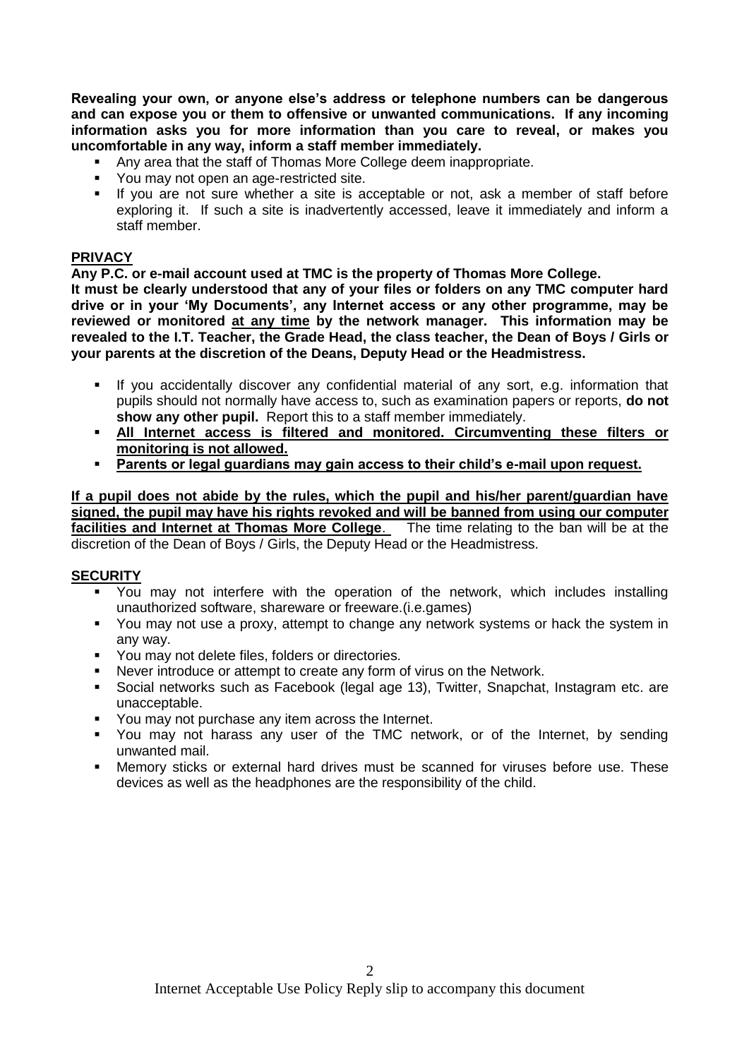**Revealing your own, or anyone else's address or telephone numbers can be dangerous and can expose you or them to offensive or unwanted communications. If any incoming information asks you for more information than you care to reveal, or makes you uncomfortable in any way, inform a staff member immediately.**

- Any area that the staff of Thomas More College deem inappropriate.
- You may not open an age-restricted site.
- If you are not sure whether a site is acceptable or not, ask a member of staff before exploring it. If such a site is inadvertently accessed, leave it immediately and inform a staff member.

## PRIVACY

**Any P.C. or e-mail account used at TMC is the property of Thomas More College.**
**It must be clearly understood that any of your files or folders on any TMC computer hard drive or in your 'My Documents', any Internet access or any other programme, may be reviewed or monitored <u>at any time</u> by the network manager. This information may be revealed to the I.T. Teacher, the Grade Head, the class teacher, the Dean of Boys / Girls or your parents at the discretion of the Deans, Deputy Head or the Headmistress.**

- If you accidentally discover any confidential material of any sort, e.g. information that pupils should not normally have access to, such as examination papers or reports, **do not show any other pupil.** Report this to a staff member immediately.
- **<u>All Internet access is filtered and monitored. Circumventing these filters or monitoring is not allowed.</u>**
- **<u>Parents or legal guardians may gain access to their child's e-mail upon request.</u>**

**<u>If a pupil does not abide by the rules, which the pupil and his/her parent/guardian have signed, the pupil may have his rights revoked and will be banned from using our computer facilities and Internet at Thomas More College</u>**. The time relating to the ban will be at the discretion of the Dean of Boys / Girls, the Deputy Head or the Headmistress.

## SECURITY

- You may not interfere with the operation of the network, which includes installing unauthorized software, shareware or freeware.(i.e.games)
- You may not use a proxy, attempt to change any network systems or hack the system in any way.
- You may not delete files, folders or directories.
- Never introduce or attempt to create any form of virus on the Network.
- Social networks such as Facebook (legal age 13), Twitter, Snapchat, Instagram etc. are unacceptable.
- You may not purchase any item across the Internet.
- You may not harass any user of the TMC network, or of the Internet, by sending unwanted mail.
- Memory sticks or external hard drives must be scanned for viruses before use. These devices as well as the headphones are the responsibility of the child.

Internet Acceptable Use Policy Reply slip to accompany this document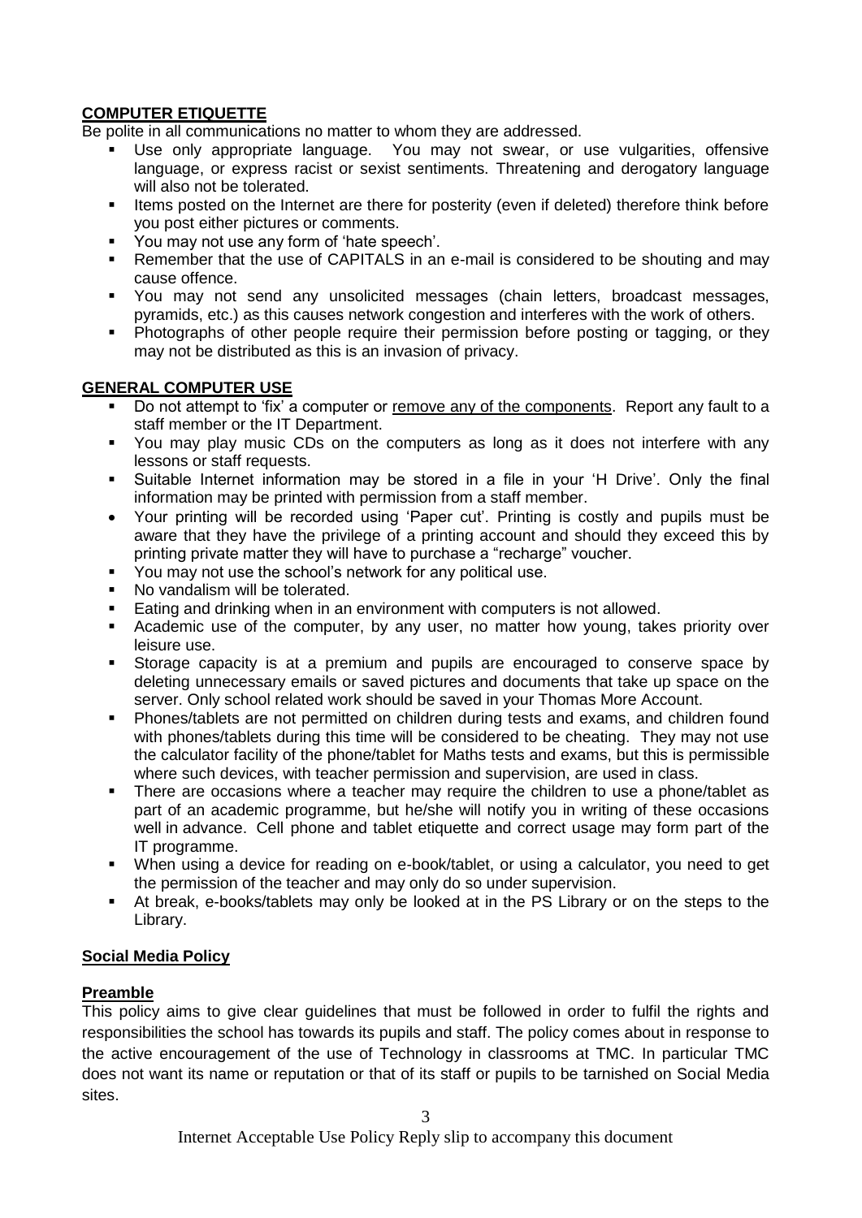**COMPUTER ETIQUETTE**

Be polite in all communications no matter to whom they are addressed.

- Use only appropriate language. You may not swear, or use vulgarities, offensive language, or express racist or sexist sentiments. Threatening and derogatory language will also not be tolerated.
- Items posted on the Internet are there for posterity (even if deleted) therefore think before you post either pictures or comments.
- You may not use any form of 'hate speech'.
- Remember that the use of CAPITALS in an e-mail is considered to be shouting and may cause offence.
- You may not send any unsolicited messages (chain letters, broadcast messages, pyramids, etc.) as this causes network congestion and interferes with the work of others.
- Photographs of other people require their permission before posting or tagging, or they may not be distributed as this is an invasion of privacy.

**GENERAL COMPUTER USE**

- Do not attempt to 'fix' a computer or <u>remove any of the components</u>. Report any fault to a staff member or the IT Department.
- You may play music CDs on the computers as long as it does not interfere with any lessons or staff requests.
- Suitable Internet information may be stored in a file in your 'H Drive'. Only the final information may be printed with permission from a staff member.
- Your printing will be recorded using 'Paper cut'. Printing is costly and pupils must be aware that they have the privilege of a printing account and should they exceed this by printing private matter they will have to purchase a "recharge" voucher.
- You may not use the school's network for any political use.
- No vandalism will be tolerated.
- Eating and drinking when in an environment with computers is not allowed.
- Academic use of the computer, by any user, no matter how young, takes priority over leisure use.
- Storage capacity is at a premium and pupils are encouraged to conserve space by deleting unnecessary emails or saved pictures and documents that take up space on the server. Only school related work should be saved in your Thomas More Account.
- Phones/tablets are not permitted on children during tests and exams, and children found with phones/tablets during this time will be considered to be cheating. They may not use the calculator facility of the phone/tablet for Maths tests and exams, but this is permissible where such devices, with teacher permission and supervision, are used in class.
- There are occasions where a teacher may require the children to use a phone/tablet as part of an academic programme, but he/she will notify you in writing of these occasions well in advance. Cell phone and tablet etiquette and correct usage may form part of the IT programme.
- When using a device for reading on e-book/tablet, or using a calculator, you need to get the permission of the teacher and may only do so under supervision.
- At break, e-books/tablets may only be looked at in the PS Library or on the steps to the Library.

**Social Media Policy**

**Preamble**

This policy aims to give clear guidelines that must be followed in order to fulfil the rights and responsibilities the school has towards its pupils and staff. The policy comes about in response to the active encouragement of the use of Technology in classrooms at TMC. In particular TMC does not want its name or reputation or that of its staff or pupils to be tarnished on Social Media sites.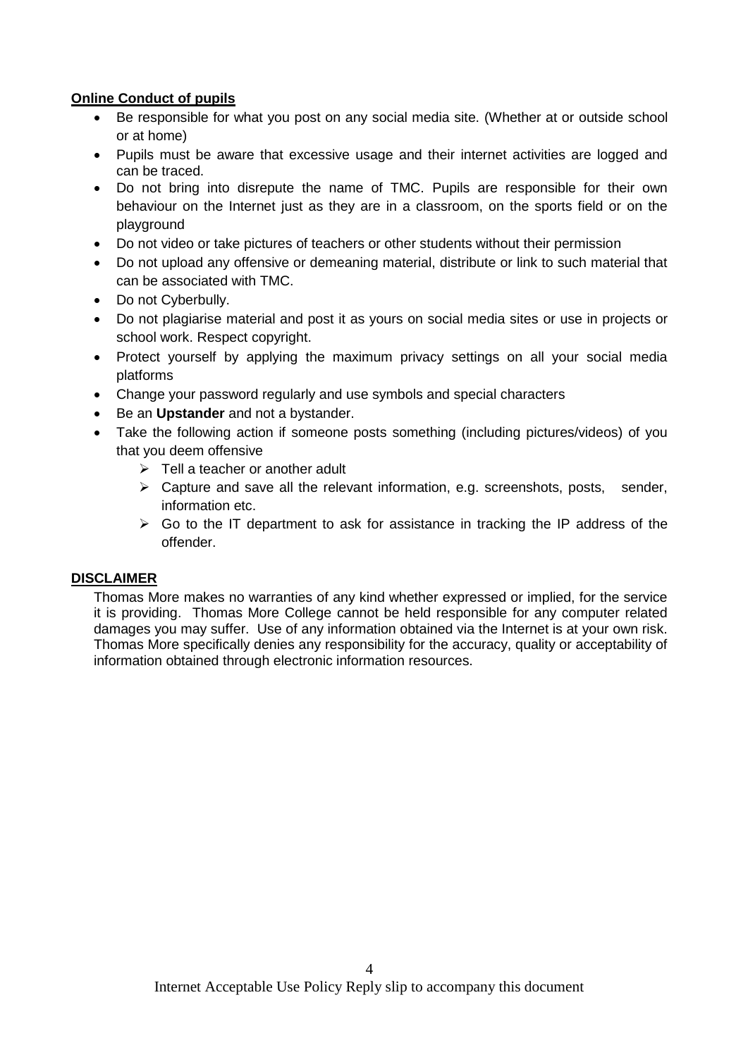**Online Conduct of pupils**

- Be responsible for what you post on any social media site. (Whether at or outside school or at home)
- Pupils must be aware that excessive usage and their internet activities are logged and can be traced.
- Do not bring into disrepute the name of TMC. Pupils are responsible for their own behaviour on the Internet just as they are in a classroom, on the sports field or on the playground
- Do not video or take pictures of teachers or other students without their permission
- Do not upload any offensive or demeaning material, distribute or link to such material that can be associated with TMC.
- Do not Cyberbully.
- Do not plagiarise material and post it as yours on social media sites or use in projects or school work. Respect copyright.
- Protect yourself by applying the maximum privacy settings on all your social media platforms
- Change your password regularly and use symbols and special characters
- Be an **Upstander** and not a bystander.
- Take the following action if someone posts something (including pictures/videos) of you that you deem offensive
  - Tell a teacher or another adult
  - Capture and save all the relevant information, e.g. screenshots, posts, sender, information etc.
  - Go to the IT department to ask for assistance in tracking the IP address of the offender.

**DISCLAIMER**

Thomas More makes no warranties of any kind whether expressed or implied, for the service it is providing. Thomas More College cannot be held responsible for any computer related damages you may suffer. Use of any information obtained via the Internet is at your own risk. Thomas More specifically denies any responsibility for the accuracy, quality or acceptability of information obtained through electronic information resources.

Internet Acceptable Use Policy Reply slip to accompany this document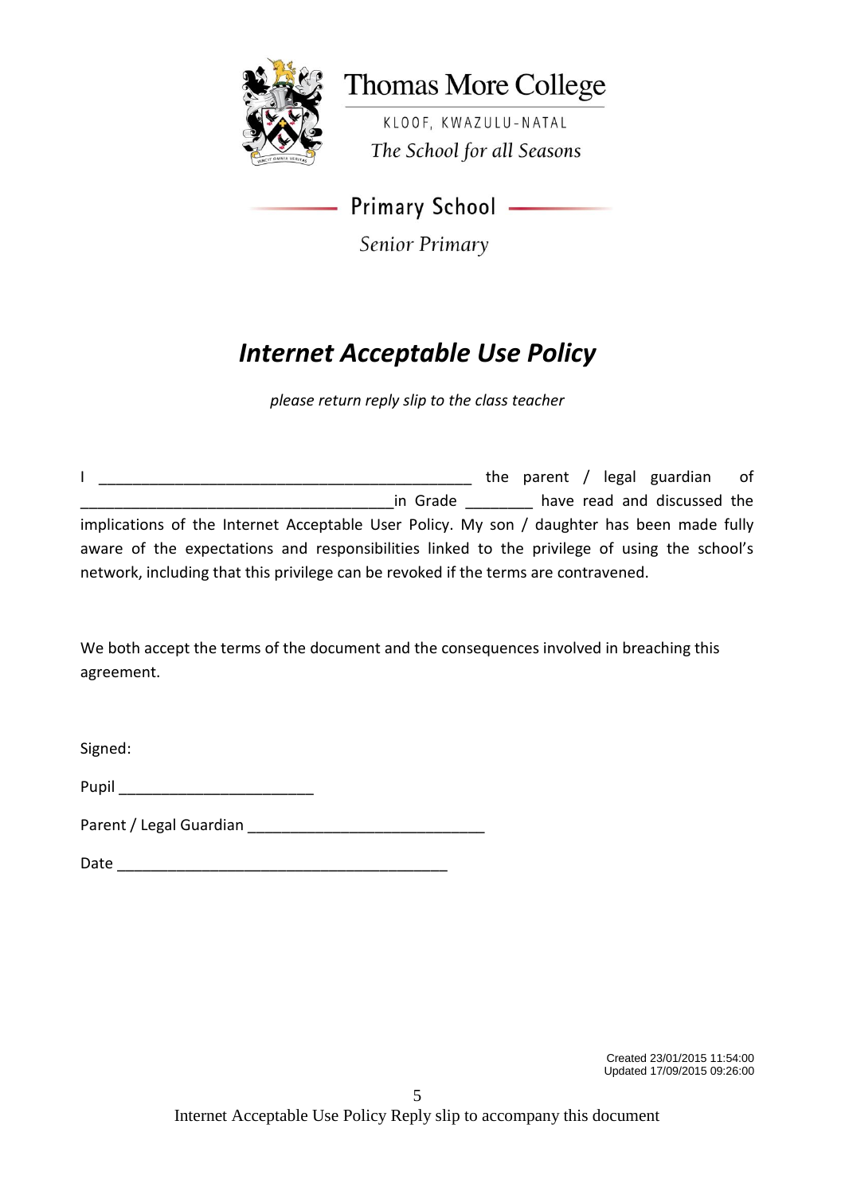Thomas More College

KLOOF, KWAZULU-NATAL

*The School for all Seasons*

Primary School

*Senior Primary*

# *Internet Acceptable Use Policy*

*please return reply slip to the class teacher*

I ____________________________________________ the parent / legal guardian of ____________________________________in Grade ________ have read and discussed the implications of the Internet Acceptable User Policy. My son / daughter has been made fully aware of the expectations and responsibilities linked to the privilege of using the school's network, including that this privilege can be revoked if the terms are contravened.

We both accept the terms of the document and the consequences involved in breaching this agreement.

Signed:

Pupil _______________________

Parent / Legal Guardian ____________________________

Date _______________________________________

Created 23/01/2015 11:54:00
Updated 17/09/2015 09:26:00

Internet Acceptable Use Policy Reply slip to accompany this document